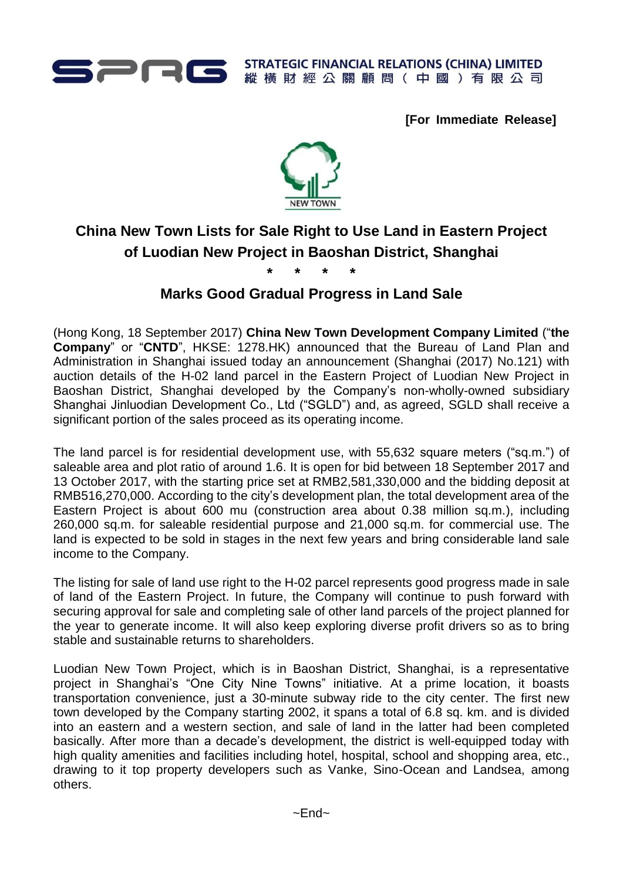STRATEGIC FINANCIAL RELATIONS (CHINA) LIMITED
縱橫財經公關顧問(中國)有限公司

**[For Immediate Release]**

NEW TOWN

# China New Town Lists for Sale Right to Use Land in Eastern Project of Luodian New Project in Baoshan District, Shanghai

\* \* \* \*

## Marks Good Gradual Progress in Land Sale

(Hong Kong, 18 September 2017) **China New Town Development Company Limited** ("**the Company**" or "**CNTD**", HKSE: 1278.HK) announced that the Bureau of Land Plan and Administration in Shanghai issued today an announcement (Shanghai (2017) No.121) with auction details of the H-02 land parcel in the Eastern Project of Luodian New Project in Baoshan District, Shanghai developed by the Company's non-wholly-owned subsidiary Shanghai Jinluodian Development Co., Ltd ("SGLD") and, as agreed, SGLD shall receive a significant portion of the sales proceed as its operating income.

The land parcel is for residential development use, with 55,632 square meters ("sq.m.") of saleable area and plot ratio of around 1.6. It is open for bid between 18 September 2017 and 13 October 2017, with the starting price set at RMB2,581,330,000 and the bidding deposit at RMB516,270,000. According to the city's development plan, the total development area of the Eastern Project is about 600 mu (construction area about 0.38 million sq.m.), including 260,000 sq.m. for saleable residential purpose and 21,000 sq.m. for commercial use. The land is expected to be sold in stages in the next few years and bring considerable land sale income to the Company.

The listing for sale of land use right to the H-02 parcel represents good progress made in sale of land of the Eastern Project. In future, the Company will continue to push forward with securing approval for sale and completing sale of other land parcels of the project planned for the year to generate income. It will also keep exploring diverse profit drivers so as to bring stable and sustainable returns to shareholders.

Luodian New Town Project, which is in Baoshan District, Shanghai, is a representative project in Shanghai's "One City Nine Towns" initiative. At a prime location, it boasts transportation convenience, just a 30-minute subway ride to the city center. The first new town developed by the Company starting 2002, it spans a total of 6.8 sq. km. and is divided into an eastern and a western section, and sale of land in the latter had been completed basically. After more than a decade's development, the district is well-equipped today with high quality amenities and facilities including hotel, hospital, school and shopping area, etc., drawing to it top property developers such as Vanke, Sino-Ocean and Landsea, among others.

~End~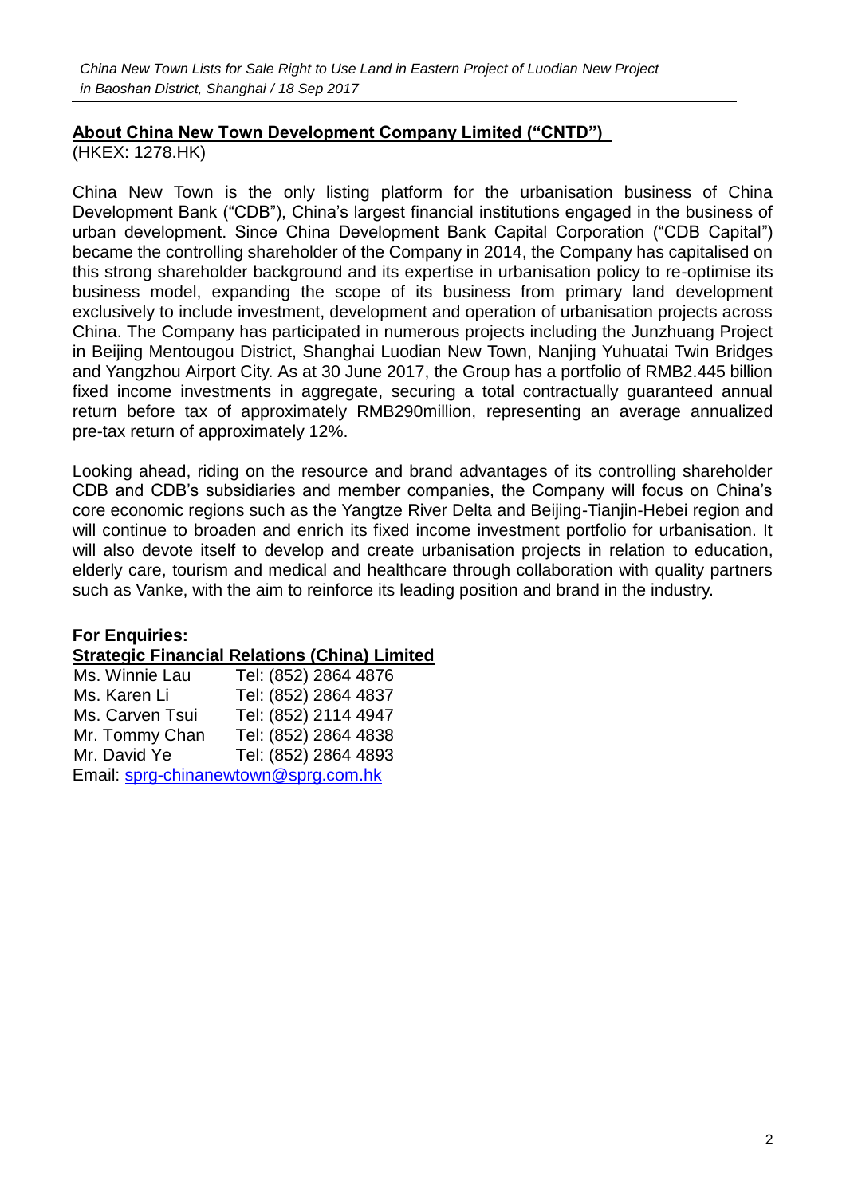## **About China New Town Development Company Limited ("CNTD")**

(HKEX: 1278.HK)

China New Town is the only listing platform for the urbanisation business of China Development Bank ("CDB"), China's largest financial institutions engaged in the business of urban development. Since China Development Bank Capital Corporation ("CDB Capital") became the controlling shareholder of the Company in 2014, the Company has capitalised on this strong shareholder background and its expertise in urbanisation policy to re-optimise its business model, expanding the scope of its business from primary land development exclusively to include investment, development and operation of urbanisation projects across China. The Company has participated in numerous projects including the Junzhuang Project in Beijing Mentougou District, Shanghai Luodian New Town, Nanjing Yuhuatai Twin Bridges and Yangzhou Airport City. As at 30 June 2017, the Group has a portfolio of RMB2.445 billion fixed income investments in aggregate, securing a total contractually guaranteed annual return before tax of approximately RMB290million, representing an average annualized pre-tax return of approximately 12%.

Looking ahead, riding on the resource and brand advantages of its controlling shareholder CDB and CDB's subsidiaries and member companies, the Company will focus on China's core economic regions such as the Yangtze River Delta and Beijing-Tianjin-Hebei region and will continue to broaden and enrich its fixed income investment portfolio for urbanisation. It will also devote itself to develop and create urbanisation projects in relation to education, elderly care, tourism and medical and healthcare through collaboration with quality partners such as Vanke, with the aim to reinforce its leading position and brand in the industry.

**For Enquiries:**
**Strategic Financial Relations (China) Limited**

| | |
|---|---|
| Ms. Winnie Lau | Tel: (852) 2864 4876 |
| Ms. Karen Li | Tel: (852) 2864 4837 |
| Ms. Carven Tsui | Tel: (852) 2114 4947 |
| Mr. Tommy Chan | Tel: (852) 2864 4838 |
| Mr. David Ye | Tel: (852) 2864 4893 |

Email: sprg-chinanewtown@sprg.com.hk